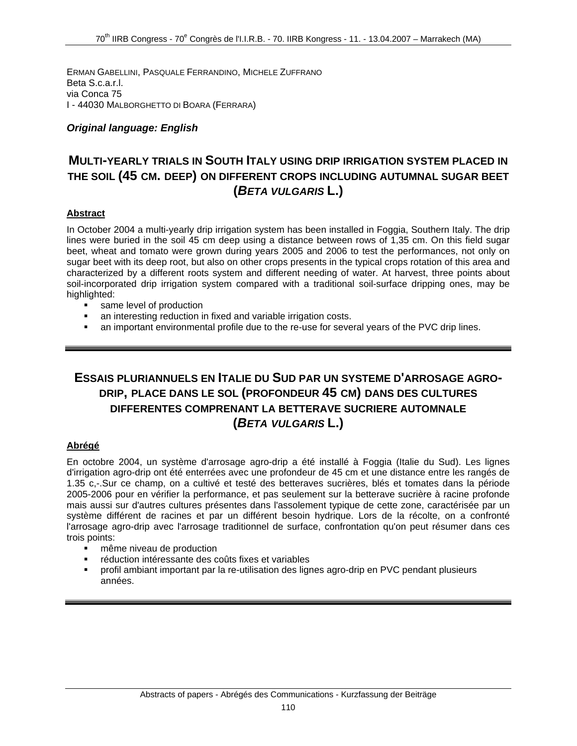ERMAN GABELLINI, PASQUALE FERRANDINO, MICHELE ZUFFRANO
Beta S.c.a.r.l.
via Conca 75
I - 44030 MALBORGHETTO DI BOARA (FERRARA)

***Original language: English***

## MULTI-YEARLY TRIALS IN SOUTH ITALY USING DRIP IRRIGATION SYSTEM PLACED IN THE SOIL (45 CM. DEEP) ON DIFFERENT CROPS INCLUDING AUTUMNAL SUGAR BEET (*BETA VULGARIS* L.)

### Abstract

In October 2004 a multi-yearly drip irrigation system has been installed in Foggia, Southern Italy. The drip lines were buried in the soil 45 cm deep using a distance between rows of 1,35 cm. On this field sugar beet, wheat and tomato were grown during years 2005 and 2006 to test the performances, not only on sugar beet with its deep root, but also on other crops presents in the typical crops rotation of this area and characterized by a different roots system and different needing of water. At harvest, three points about soil-incorporated drip irrigation system compared with a traditional soil-surface dripping ones, may be highlighted:

- same level of production
- an interesting reduction in fixed and variable irrigation costs.
- an important environmental profile due to the re-use for several years of the PVC drip lines.

---

## ESSAIS PLURIANNUELS EN ITALIE DU SUD PAR UN SYSTEME D'ARROSAGE AGRO-DRIP, PLACE DANS LE SOL (PROFONDEUR 45 CM) DANS DES CULTURES DIFFERENTES COMPRENANT LA BETTERAVE SUCRIERE AUTOMNALE (*BETA VULGARIS* L.)

### Abrégé

En octobre 2004, un système d'arrosage agro-drip a été installé à Foggia (Italie du Sud). Les lignes d'irrigation agro-drip ont été enterrées avec une profondeur de 45 cm et une distance entre les rangés de 1.35 c,-.Sur ce champ, on a cultivé et testé des betteraves sucrières, blés et tomates dans la période 2005-2006 pour en vérifier la performance, et pas seulement sur la betterave sucrière à racine profonde mais aussi sur d'autres cultures présentes dans l'assolement typique de cette zone, caractérisée par un système différent de racines et par un différent besoin hydrique. Lors de la récolte, on a confronté l'arrosage agro-drip avec l'arrosage traditionnel de surface, confrontation qu'on peut résumer dans ces trois points:

- même niveau de production
- réduction intéressante des coûts fixes et variables
- profil ambiant important par la re-utilisation des lignes agro-drip en PVC pendant plusieurs années.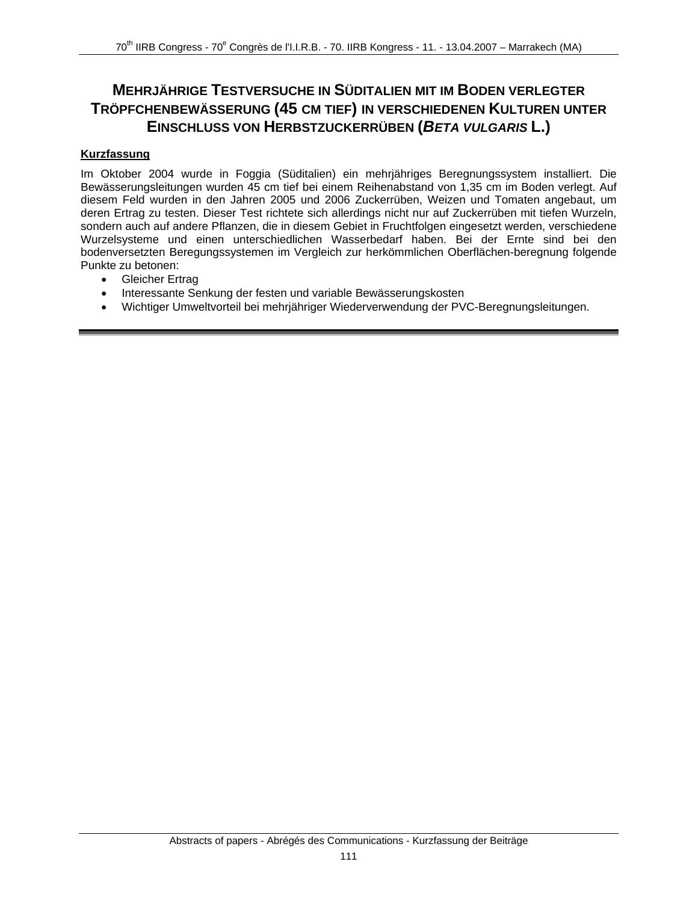# MEHRJÄHRIGE TESTVERSUCHE IN SÜDITALIEN MIT IM BODEN VERLEGTER TRÖPFCHENBEWÄSSERUNG (45 CM TIEF) IN VERSCHIEDENEN KULTUREN UNTER EINSCHLUSS VON HERBSTZUCKERRÜBEN (*BETA VULGARIS* L.)

**Kurzfassung**

Im Oktober 2004 wurde in Foggia (Süditalien) ein mehrjähriges Beregnungssystem installiert. Die Bewässerungsleitungen wurden 45 cm tief bei einem Reihenabstand von 1,35 cm im Boden verlegt. Auf diesem Feld wurden in den Jahren 2005 und 2006 Zuckerrüben, Weizen und Tomaten angebaut, um deren Ertrag zu testen. Dieser Test richtete sich allerdings nicht nur auf Zuckerrüben mit tiefen Wurzeln, sondern auch auf andere Pflanzen, die in diesem Gebiet in Fruchtfolgen eingesetzt werden, verschiedene Wurzelsysteme und einen unterschiedlichen Wasserbedarf haben. Bei der Ernte sind bei den bodenversetzten Beregungssystemen im Vergleich zur herkömmlichen Oberflächen-beregnung folgende Punkte zu betonen:

- Gleicher Ertrag
- Interessante Senkung der festen und variable Bewässerungskosten
- Wichtiger Umweltvorteil bei mehrjähriger Wiederverwendung der PVC-Beregnungsleitungen.